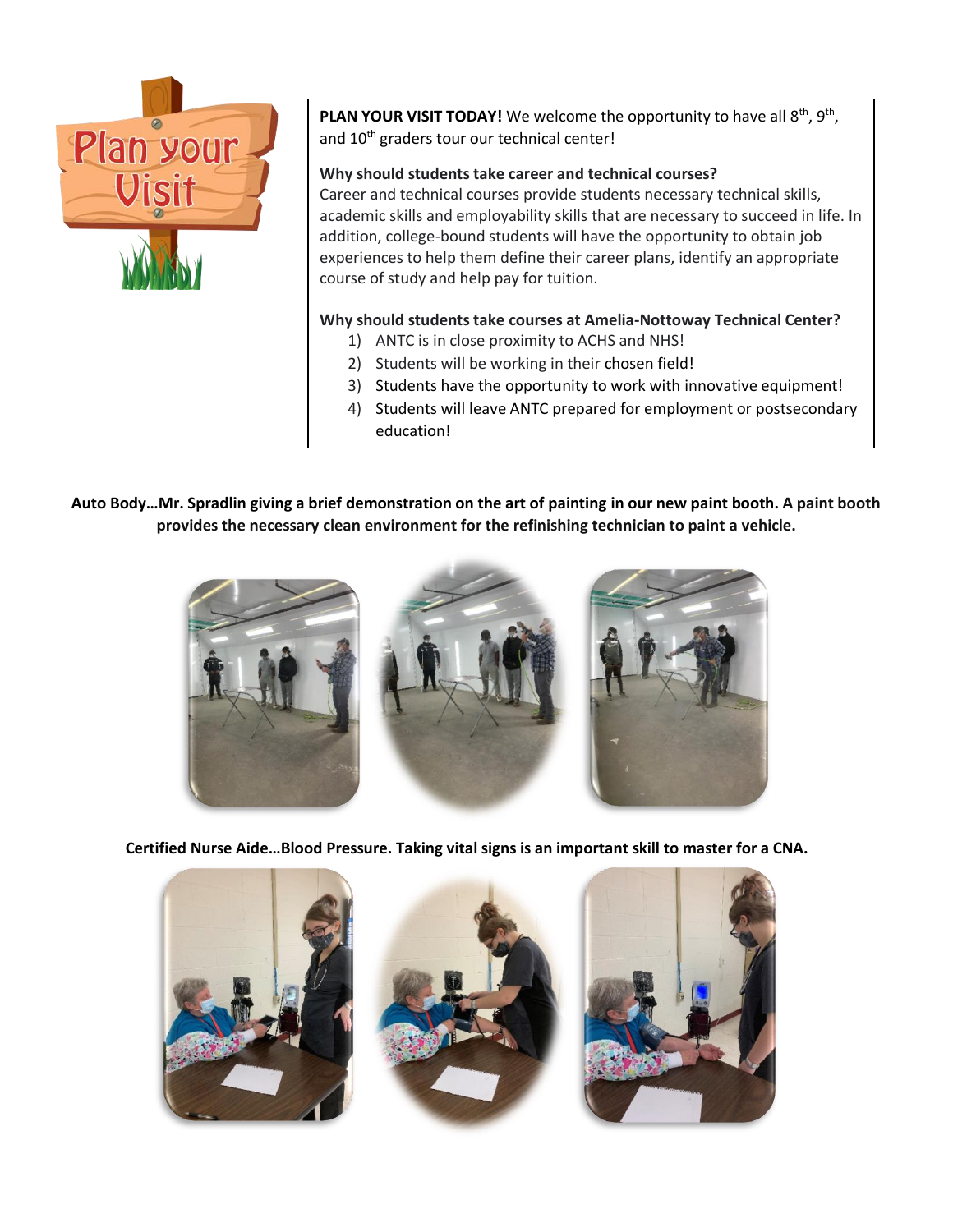**PLAN YOUR VISIT TODAY!** We welcome the opportunity to have all 8th, 9th, and 10th graders tour our technical center!

**Why should students take career and technical courses?**

Career and technical courses provide students necessary technical skills, academic skills and employability skills that are necessary to succeed in life. In addition, college-bound students will have the opportunity to obtain job experiences to help them define their career plans, identify an appropriate course of study and help pay for tuition.

**Why should students take courses at Amelia-Nottoway Technical Center?**

1) ANTC is in close proximity to ACHS and NHS!
2) Students will be working in their chosen field!
3) Students have the opportunity to work with innovative equipment!
4) Students will leave ANTC prepared for employment or postsecondary education!

**Auto Body…Mr. Spradlin giving a brief demonstration on the art of painting in our new paint booth. A paint booth provides the necessary clean environment for the refinishing technician to paint a vehicle.**

**Certified Nurse Aide…Blood Pressure. Taking vital signs is an important skill to master for a CNA.**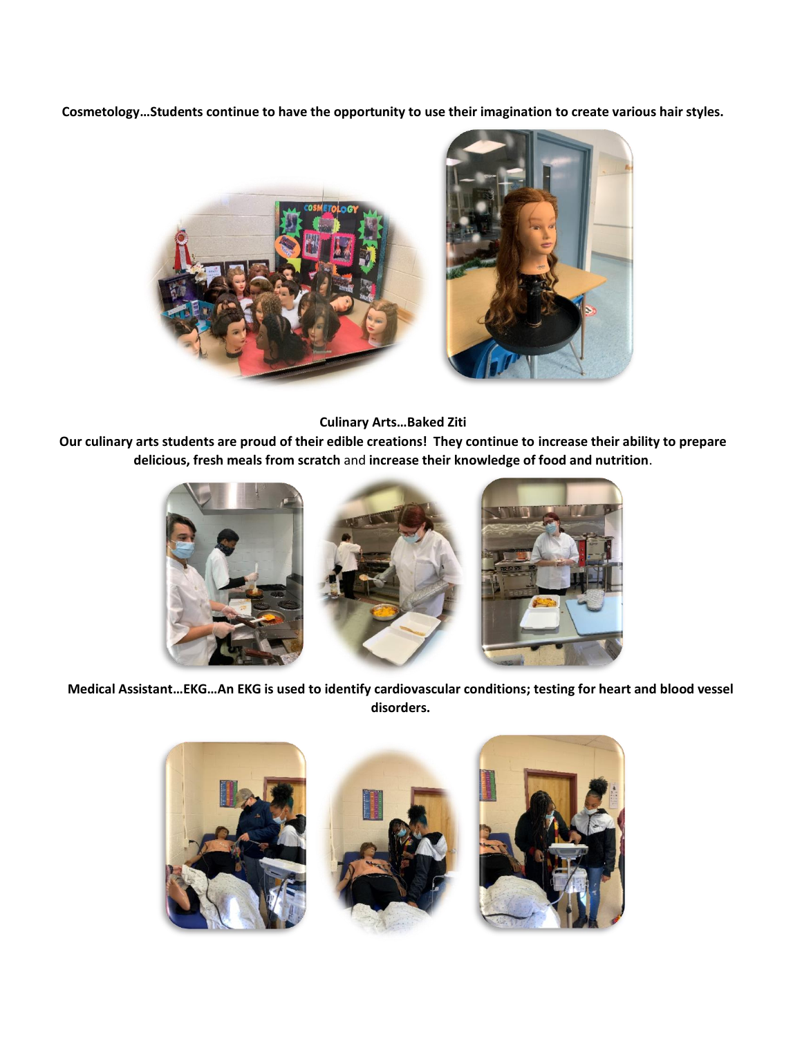**Cosmetology…Students continue to have the opportunity to use their imagination to create various hair styles.**

**Culinary Arts…Baked Ziti**

**Our culinary arts students are proud of their edible creations! They continue to increase their ability to prepare delicious, fresh meals from scratch** and **increase their knowledge of food and nutrition**.

**Medical Assistant…EKG…An EKG is used to identify cardiovascular conditions; testing for heart and blood vessel disorders.**